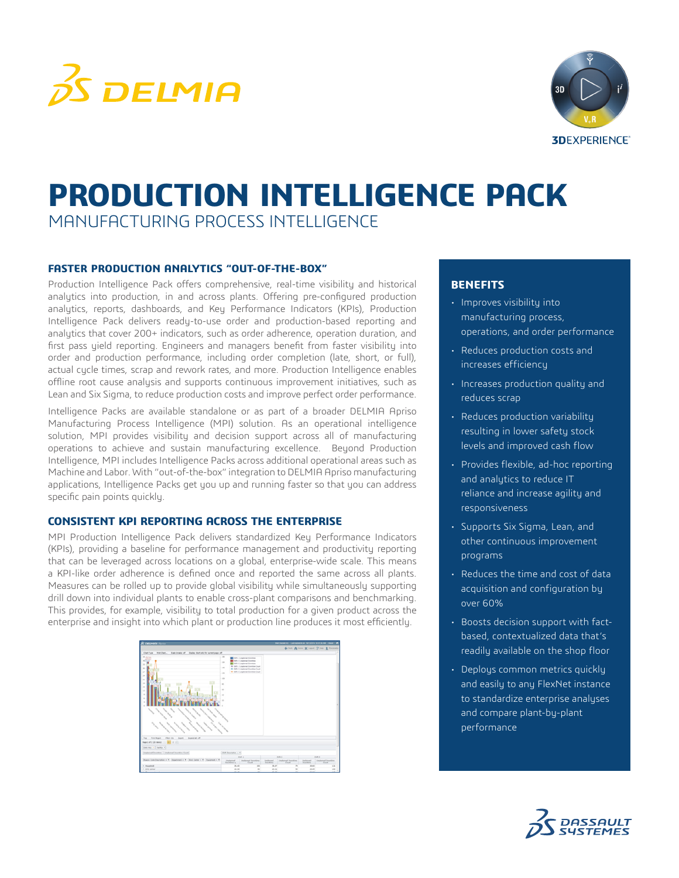# PRODUCTION INTELLIGENCE PACK

## MANUFACTURING PROCESS INTELLIGENCE

### FASTER PRODUCTION ANALYTICS "OUT-OF-THE-BOX"

Production Intelligence Pack offers comprehensive, real-time visibility and historical analytics into production, in and across plants. Offering pre-configured production analytics, reports, dashboards, and Key Performance Indicators (KPIs), Production Intelligence Pack delivers ready-to-use order and production-based reporting and analytics that cover 200+ indicators, such as order adherence, operation duration, and first pass yield reporting. Engineers and managers benefit from faster visibility into order and production performance, including order completion (late, short, or full), actual cycle times, scrap and rework rates, and more. Production Intelligence enables offline root cause analysis and supports continuous improvement initiatives, such as Lean and Six Sigma, to reduce production costs and improve perfect order performance.

Intelligence Packs are available standalone or as part of a broader DELMIA Apriso Manufacturing Process Intelligence (MPI) solution. As an operational intelligence solution, MPI provides visibility and decision support across all of manufacturing operations to achieve and sustain manufacturing excellence. Beyond Production Intelligence, MPI includes Intelligence Packs across additional operational areas such as Machine and Labor. With "out-of-the-box" integration to DELMIA Apriso manufacturing applications, Intelligence Packs get you up and running faster so that you can address specific pain points quickly.

### CONSISTENT KPI REPORTING ACROSS THE ENTERPRISE

MPI Production Intelligence Pack delivers standardized Key Performance Indicators (KPIs), providing a baseline for performance management and productivity reporting that can be leveraged across locations on a global, enterprise-wide scale. This means a KPI-like order adherence is defined once and reported the same across all plants. Measures can be rolled up to provide global visibility while simultaneously supporting drill down into individual plants to enable cross-plant comparisons and benchmarking. This provides, for example, visibility to total production for a given product across the enterprise and insight into which plant or production line produces it most efficiently.

### BENEFITS

- Improves visibility into manufacturing process, operations, and order performance
- Reduces production costs and increases efficiency
- Increases production quality and reduces scrap
- Reduces production variability resulting in lower safety stock levels and improved cash flow
- Provides flexible, ad-hoc reporting and analytics to reduce IT reliance and increase agility and responsiveness
- Supports Six Sigma, Lean, and other continuous improvement programs
- Reduces the time and cost of data acquisition and configuration by over 60%
- Boosts decision support with fact-based, contextualized data that's readily available on the shop floor
- Deploys common metrics quickly and easily to any FlexNet instance to standardize enterprise analyses and compare plant-by-plant performance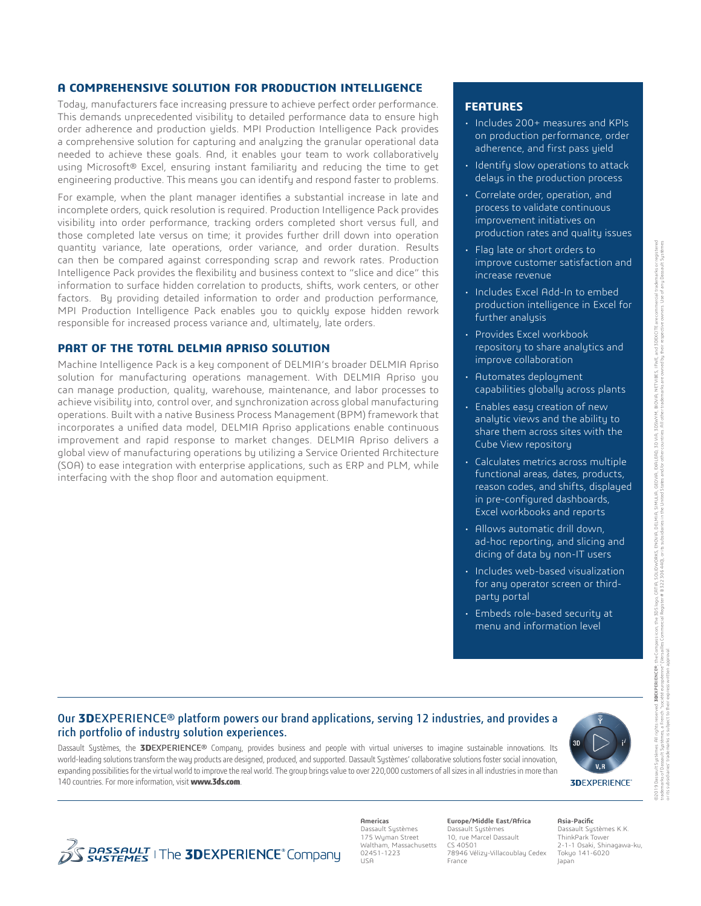## A COMPREHENSIVE SOLUTION FOR PRODUCTION INTELLIGENCE

Today, manufacturers face increasing pressure to achieve perfect order performance. This demands unprecedented visibility to detailed performance data to ensure high order adherence and production yields. MPI Production Intelligence Pack provides a comprehensive solution for capturing and analyzing the granular operational data needed to achieve these goals. And, it enables your team to work collaboratively using Microsoft® Excel, ensuring instant familiarity and reducing the time to get engineering productive. This means you can identify and respond faster to problems.

For example, when the plant manager identifies a substantial increase in late and incomplete orders, quick resolution is required. Production Intelligence Pack provides visibility into order performance, tracking orders completed short versus full, and those completed late versus on time; it provides further drill down into operation quantity variance, late operations, order variance, and order duration. Results can then be compared against corresponding scrap and rework rates. Production Intelligence Pack provides the flexibility and business context to "slice and dice" this information to surface hidden correlation to products, shifts, work centers, or other factors. By providing detailed information to order and production performance, MPI Production Intelligence Pack enables you to quickly expose hidden rework responsible for increased process variance and, ultimately, late orders.

## PART OF THE TOTAL DELMIA APRISO SOLUTION

Machine Intelligence Pack is a key component of DELMIA's broader DELMIA Apriso solution for manufacturing operations management. With DELMIA Apriso you can manage production, quality, warehouse, maintenance, and labor processes to achieve visibility into, control over, and synchronization across global manufacturing operations. Built with a native Business Process Management (BPM) framework that incorporates a unified data model, DELMIA Apriso applications enable continuous improvement and rapid response to market changes. DELMIA Apriso delivers a global view of manufacturing operations by utilizing a Service Oriented Architecture (SOA) to ease integration with enterprise applications, such as ERP and PLM, while interfacing with the shop floor and automation equipment.

## FEATURES

- Includes 200+ measures and KPIs on production performance, order adherence, and first pass yield
- Identify slow operations to attack delays in the production process
- Correlate order, operation, and process to validate continuous improvement initiatives on production rates and quality issues
- Flag late or short orders to improve customer satisfaction and increase revenue
- Includes Excel Add-In to embed production intelligence in Excel for further analysis
- Provides Excel workbook repository to share analytics and improve collaboration
- Automates deployment capabilities globally across plants
- Enables easy creation of new analytic views and the ability to share them across sites with the Cube View repository
- Calculates metrics across multiple functional areas, dates, products, reason codes, and shifts, displayed in pre-configured dashboards, Excel workbooks and reports
- Allows automatic drill down, ad-hoc reporting, and slicing and dicing of data by non-IT users
- Includes web-based visualization for any operator screen or third-party portal
- Embeds role-based security at menu and information level

### Our **3D**EXPERIENCE® platform powers our brand applications, serving 12 industries, and provides a rich portfolio of industry solution experiences.

Dassault Systèmes, the **3D**EXPERIENCE® Company, provides business and people with virtual universes to imagine sustainable innovations. Its world-leading solutions transform the way products are designed, produced, and supported. Dassault Systèmes' collaborative solutions foster social innovation, expanding possibilities for the virtual world to improve the real world. The group brings value to over 220,000 customers of all sizes in all industries in more than 140 countries. For more information, visit **www.3ds.com**.

**3D**EXPERIENCE®

DASSAULT SYSTEMES | The **3D**EXPERIENCE® Company

**Americas**
Dassault Systèmes
175 Wyman Street
Waltham, Massachusetts
02451-1223
USA

**Europe/Middle East/Africa**
Dassault Systèmes
10, rue Marcel Dassault
CS 40501
78946 Vélizy-Villacoublay Cedex
France

**Asia-Pacific**
Dassault Systèmes K.K.
ThinkPark Tower
2-1-1 Osaki, Shinagawa-ku,
Tokyo 141-6020
Japan

©2019 Dassault Systèmes. All rights reserved. **3DEXPERIENCE®**, the Compass icon, the 3DS logo, CATIA, SOLIDWORKS, ENOVIA, DELMIA, SIMULIA, GEOVIA, EXALEAD, 3D VIA, 3DSWYM, BIOVIA, NETVIBES, IFWE and 3DEXCITE are commercial trademarks or registered trademarks of Dassault Systèmes, a French "société européenne" (Versailles Commercial Register # B 322 306 440), or its subsidiaries in the United States and/or other countries. All other trademarks are owned by their respective owners. Use of any Dassault Systèmes or its subsidiaries trademarks is subject to their express written approval.